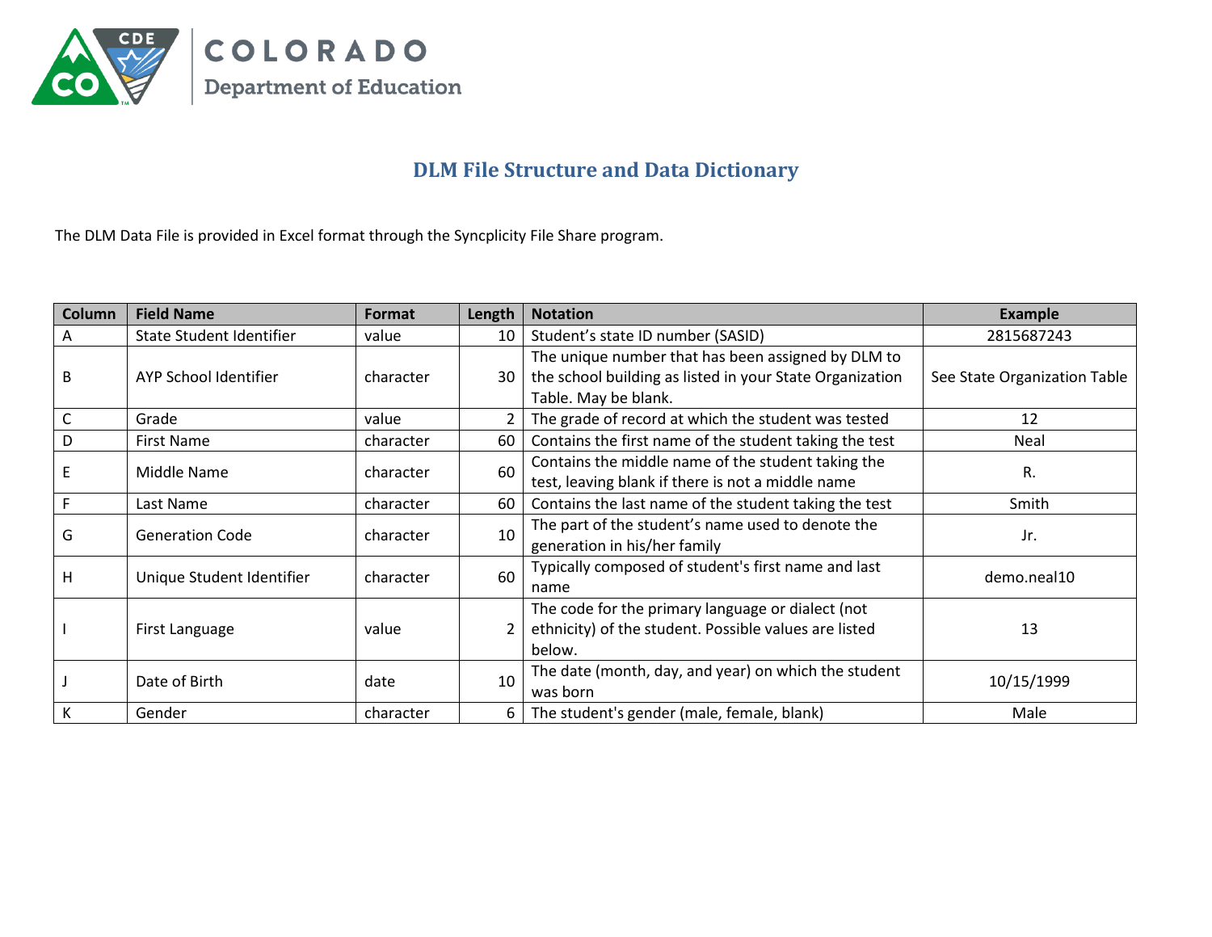COLORADO

Department of Education

# DLM File Structure and Data Dictionary

The DLM Data File is provided in Excel format through the Syncplicity File Share program.

| Column | Field Name | Format | Length | Notation | Example |
|---|---|---|---|---|---|
| A | State Student Identifier | value | 10 | Student's state ID number (SASID) | 2815687243 |
| B | AYP School Identifier | character | 30 | The unique number that has been assigned by DLM to the school building as listed in your State Organization Table. May be blank. | See State Organization Table |
| C | Grade | value | 2 | The grade of record at which the student was tested | 12 |
| D | First Name | character | 60 | Contains the first name of the student taking the test | Neal |
| E | Middle Name | character | 60 | Contains the middle name of the student taking the test, leaving blank if there is not a middle name | R. |
| F | Last Name | character | 60 | Contains the last name of the student taking the test | Smith |
| G | Generation Code | character | 10 | The part of the student's name used to denote the generation in his/her family | Jr. |
| H | Unique Student Identifier | character | 60 | Typically composed of student's first name and last name | demo.neal10 |
| I | First Language | value | 2 | The code for the primary language or dialect (not ethnicity) of the student. Possible values are listed below. | 13 |
| J | Date of Birth | date | 10 | The date (month, day, and year) on which the student was born | 10/15/1999 |
| K | Gender | character | 6 | The student's gender (male, female, blank) | Male |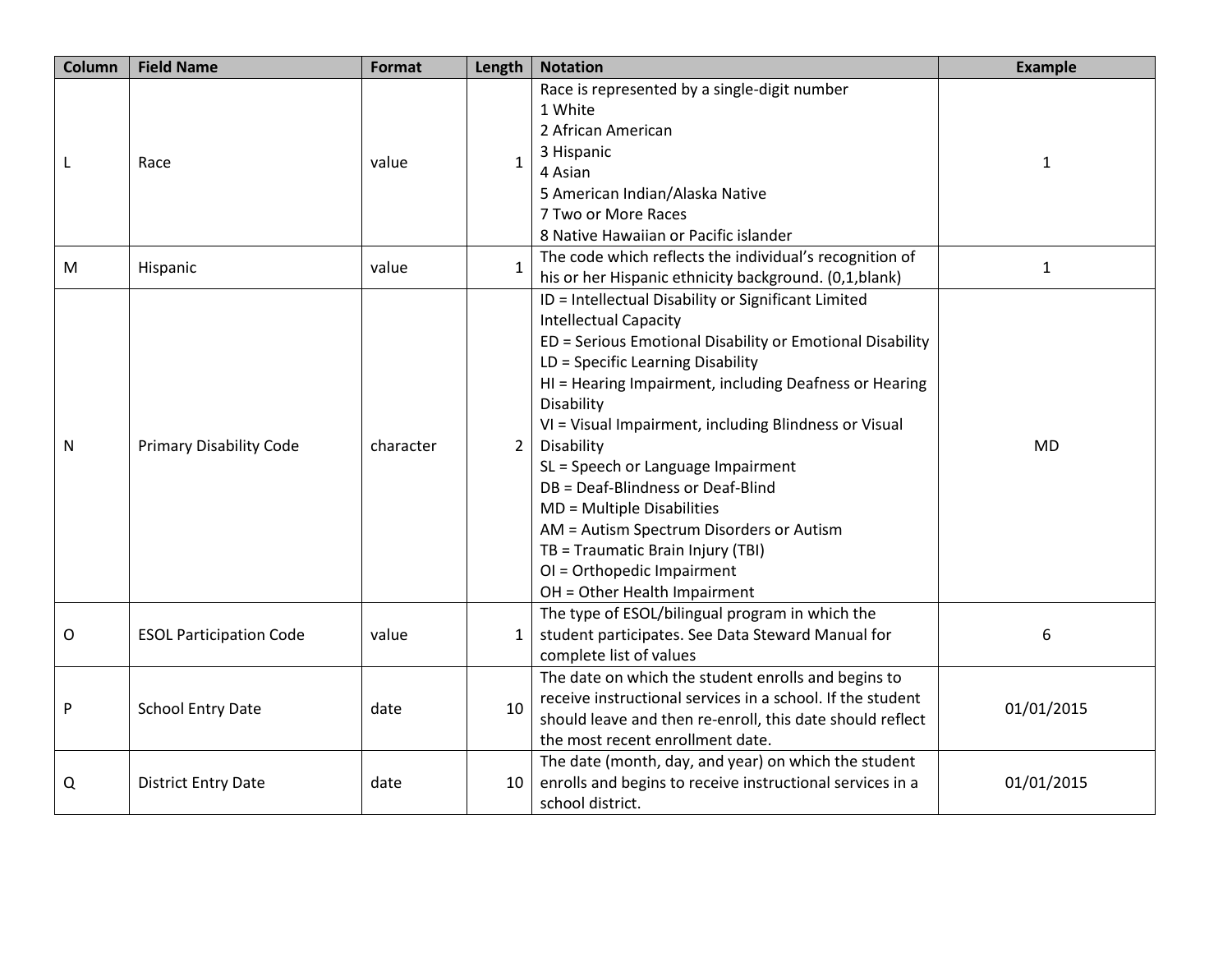| Column | Field Name | Format | Length | Notation | Example |
|---|---|---|---|---|---|
| L | Race | value | 1 | Race is represented by a single-digit number<br>1 White<br>2 African American<br>3 Hispanic<br>4 Asian<br>5 American Indian/Alaska Native<br>7 Two or More Races<br>8 Native Hawaiian or Pacific islander | 1 |
| M | Hispanic | value | 1 | The code which reflects the individual's recognition of his or her Hispanic ethnicity background. (0,1,blank) | 1 |
| N | Primary Disability Code | character | 2 | ID = Intellectual Disability or Significant Limited Intellectual Capacity<br>ED = Serious Emotional Disability or Emotional Disability<br>LD = Specific Learning Disability<br>HI = Hearing Impairment, including Deafness or Hearing Disability<br>VI = Visual Impairment, including Blindness or Visual Disability<br>SL = Speech or Language Impairment<br>DB = Deaf-Blindness or Deaf-Blind<br>MD = Multiple Disabilities<br>AM = Autism Spectrum Disorders or Autism<br>TB = Traumatic Brain Injury (TBI)<br>OI = Orthopedic Impairment<br>OH = Other Health Impairment | MD |
| O | ESOL Participation Code | value | 1 | The type of ESOL/bilingual program in which the student participates. See Data Steward Manual for complete list of values | 6 |
| P | School Entry Date | date | 10 | The date on which the student enrolls and begins to receive instructional services in a school. If the student should leave and then re-enroll, this date should reflect the most recent enrollment date. | 01/01/2015 |
| Q | District Entry Date | date | 10 | The date (month, day, and year) on which the student enrolls and begins to receive instructional services in a school district. | 01/01/2015 |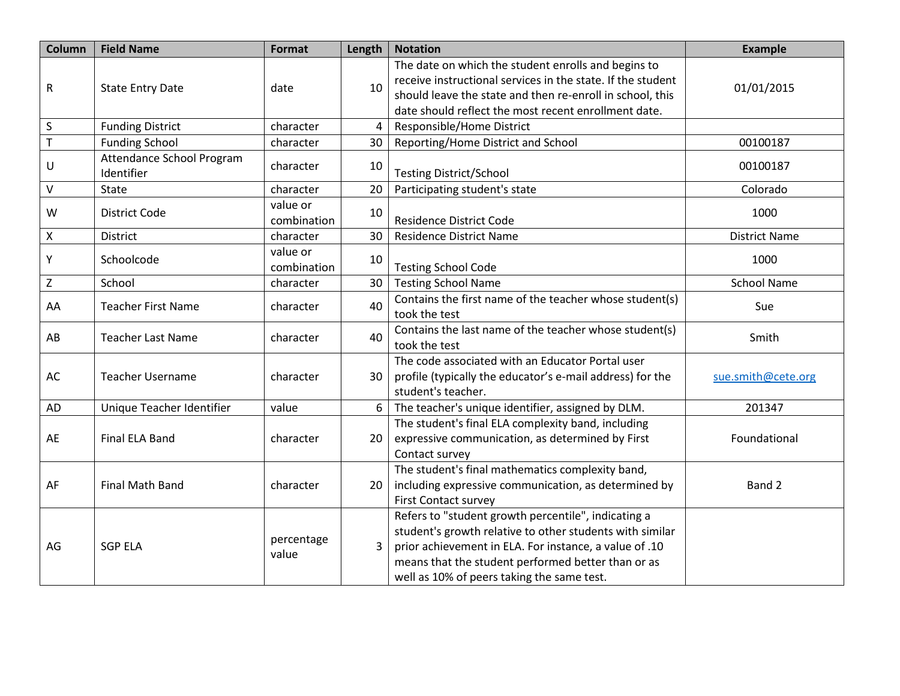| Column | Field Name | Format | Length | Notation | Example |
|---|---|---|---|---|---|
| R | State Entry Date | date | 10 | The date on which the student enrolls and begins to receive instructional services in the state. If the student should leave the state and then re-enroll in school, this date should reflect the most recent enrollment date. | 01/01/2015 |
| S | Funding District | character | 4 | Responsible/Home District | |
| T | Funding School | character | 30 | Reporting/Home District and School | 00100187 |
| U | Attendance School Program Identifier | character | 10 | Testing District/School | 00100187 |
| V | State | character | 20 | Participating student's state | Colorado |
| W | District Code | value or combination | 10 | Residence District Code | 1000 |
| X | District | character | 30 | Residence District Name | District Name |
| Y | Schoolcode | value or combination | 10 | Testing School Code | 1000 |
| Z | School | character | 30 | Testing School Name | School Name |
| AA | Teacher First Name | character | 40 | Contains the first name of the teacher whose student(s) took the test | Sue |
| AB | Teacher Last Name | character | 40 | Contains the last name of the teacher whose student(s) took the test | Smith |
| AC | Teacher Username | character | 30 | The code associated with an Educator Portal user profile (typically the educator's e-mail address) for the student's teacher. | sue.smith@cete.org |
| AD | Unique Teacher Identifier | value | 6 | The teacher's unique identifier, assigned by DLM. | 201347 |
| AE | Final ELA Band | character | 20 | The student's final ELA complexity band, including expressive communication, as determined by First Contact survey | Foundational |
| AF | Final Math Band | character | 20 | The student's final mathematics complexity band, including expressive communication, as determined by First Contact survey | Band 2 |
| AG | SGP ELA | percentage value | 3 | Refers to "student growth percentile", indicating a student's growth relative to other students with similar prior achievement in ELA. For instance, a value of .10 means that the student performed better than or as well as 10% of peers taking the same test. | |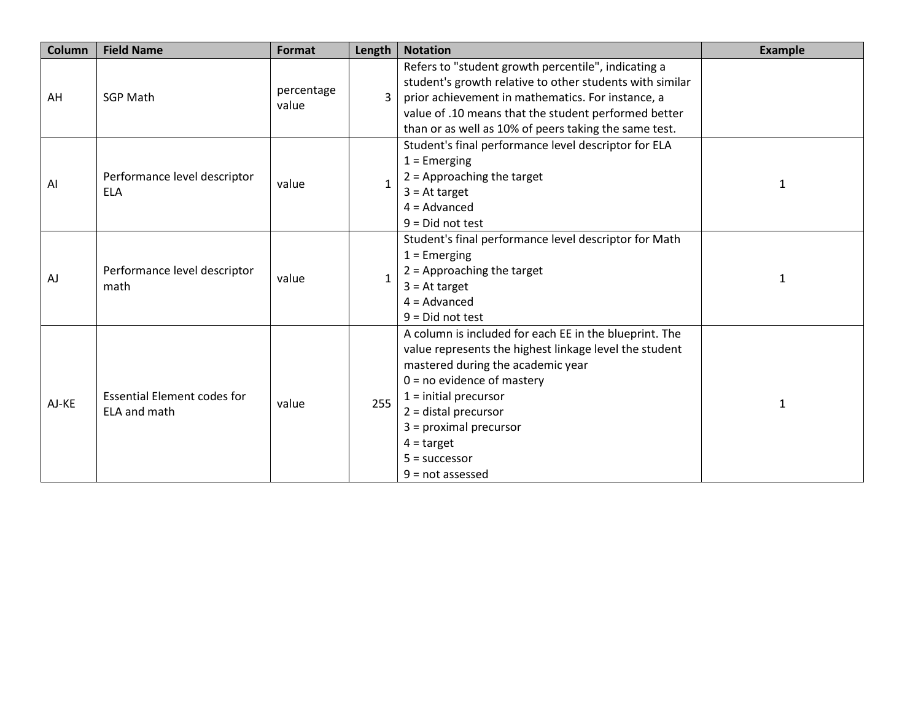| Column | Field Name | Format | Length | Notation | Example |
|---|---|---|---|---|---|
| AH | SGP Math | percentage value | 3 | Refers to "student growth percentile", indicating a student's growth relative to other students with similar prior achievement in mathematics. For instance, a value of .10 means that the student performed better than or as well as 10% of peers taking the same test. | |
| AI | Performance level descriptor ELA | value | 1 | Student's final performance level descriptor for ELA<br>1 = Emerging<br>2 = Approaching the target<br>3 = At target<br>4 = Advanced<br>9 = Did not test | 1 |
| AJ | Performance level descriptor math | value | 1 | Student's final performance level descriptor for Math<br>1 = Emerging<br>2 = Approaching the target<br>3 = At target<br>4 = Advanced<br>9 = Did not test | 1 |
| AJ-KE | Essential Element codes for ELA and math | value | 255 | A column is included for each EE in the blueprint. The value represents the highest linkage level the student mastered during the academic year<br>0 = no evidence of mastery<br>1 = initial precursor<br>2 = distal precursor<br>3 = proximal precursor<br>4 = target<br>5 = successor<br>9 = not assessed | 1 |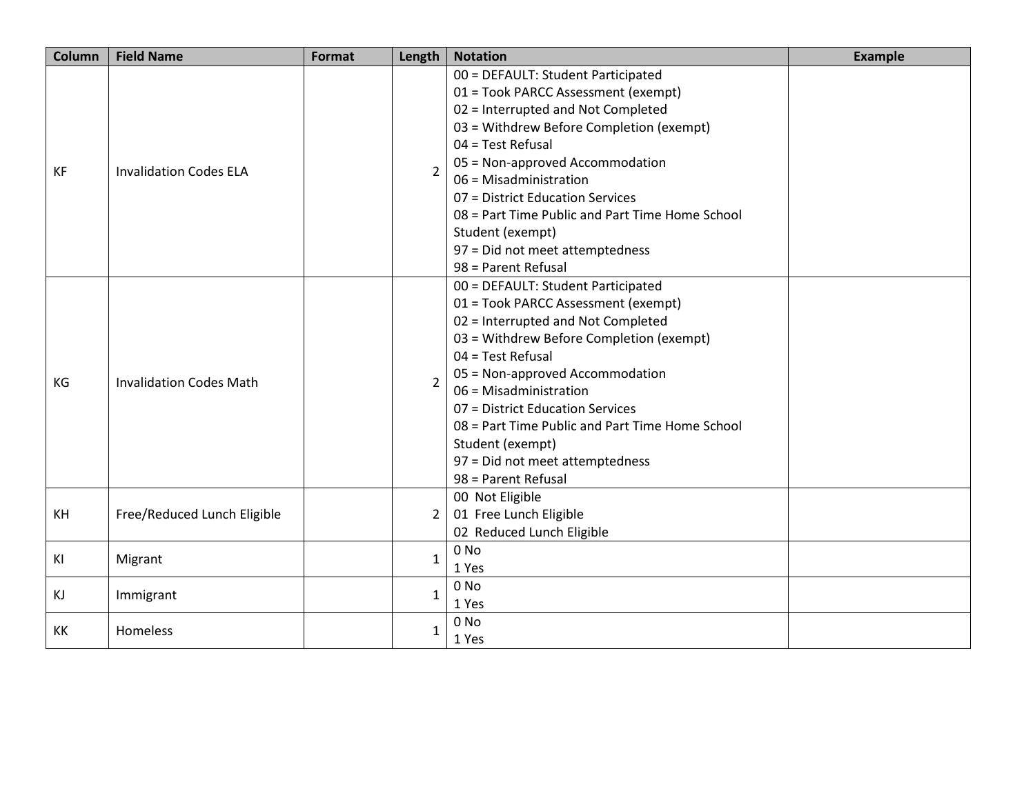| Column | Field Name | Format | Length | Notation | Example |
|---|---|---|---|---|---|
| KF | Invalidation Codes ELA | | 2 | 00 = DEFAULT: Student Participated<br>01 = Took PARCC Assessment (exempt)<br>02 = Interrupted and Not Completed<br>03 = Withdrew Before Completion (exempt)<br>04 = Test Refusal<br>05 = Non-approved Accommodation<br>06 = Misadministration<br>07 = District Education Services<br>08 = Part Time Public and Part Time Home School Student (exempt)<br>97 = Did not meet attemptedness<br>98 = Parent Refusal | |
| KG | Invalidation Codes Math | | 2 | 00 = DEFAULT: Student Participated<br>01 = Took PARCC Assessment (exempt)<br>02 = Interrupted and Not Completed<br>03 = Withdrew Before Completion (exempt)<br>04 = Test Refusal<br>05 = Non-approved Accommodation<br>06 = Misadministration<br>07 = District Education Services<br>08 = Part Time Public and Part Time Home School Student (exempt)<br>97 = Did not meet attemptedness<br>98 = Parent Refusal | |
| KH | Free/Reduced Lunch Eligible | | 2 | 00 Not Eligible<br>01 Free Lunch Eligible<br>02 Reduced Lunch Eligible | |
| KI | Migrant | | 1 | 0 No<br>1 Yes | |
| KJ | Immigrant | | 1 | 0 No<br>1 Yes | |
| KK | Homeless | | 1 | 0 No<br>1 Yes | |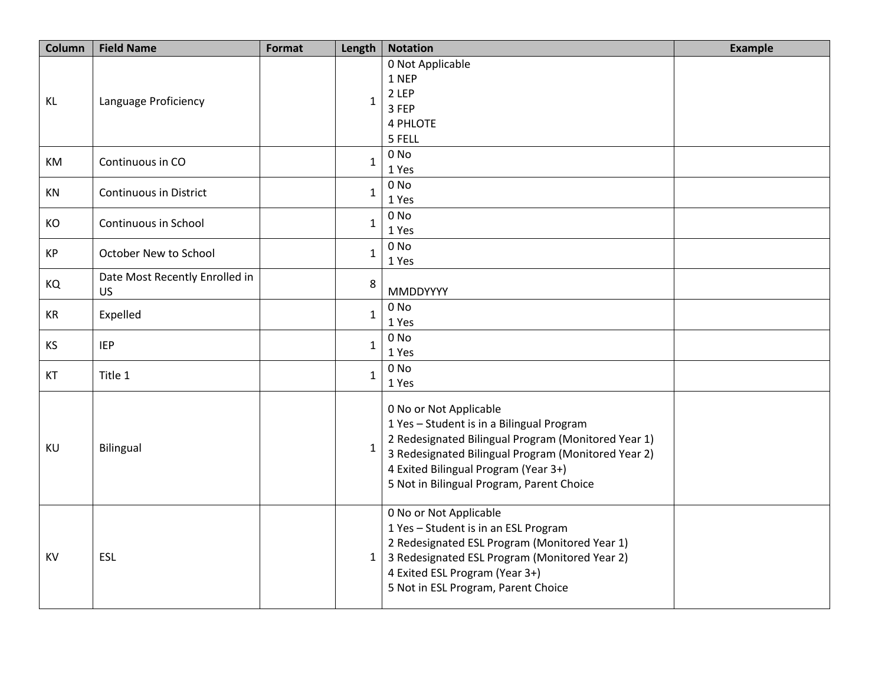| Column | Field Name | Format | Length | Notation | Example |
|---|---|---|---|---|---|
| KL | Language Proficiency | | 1 | 0 Not Applicable<br>1 NEP<br>2 LEP<br>3 FEP<br>4 PHLOTE<br>5 FELL | |
| KM | Continuous in CO | | 1 | 0 No<br>1 Yes | |
| KN | Continuous in District | | 1 | 0 No<br>1 Yes | |
| KO | Continuous in School | | 1 | 0 No<br>1 Yes | |
| KP | October New to School | | 1 | 0 No<br>1 Yes | |
| KQ | Date Most Recently Enrolled in US | | 8 | MMDDYYYY | |
| KR | Expelled | | 1 | 0 No<br>1 Yes | |
| KS | IEP | | 1 | 0 No<br>1 Yes | |
| KT | Title 1 | | 1 | 0 No<br>1 Yes | |
| KU | Bilingual | | 1 | 0 No or Not Applicable<br>1 Yes – Student is in a Bilingual Program<br>2 Redesignated Bilingual Program (Monitored Year 1)<br>3 Redesignated Bilingual Program (Monitored Year 2)<br>4 Exited Bilingual Program (Year 3+)<br>5 Not in Bilingual Program, Parent Choice | |
| KV | ESL | | 1 | 0 No or Not Applicable<br>1 Yes – Student is in an ESL Program<br>2 Redesignated ESL Program (Monitored Year 1)<br>3 Redesignated ESL Program (Monitored Year 2)<br>4 Exited ESL Program (Year 3+)<br>5 Not in ESL Program, Parent Choice | |